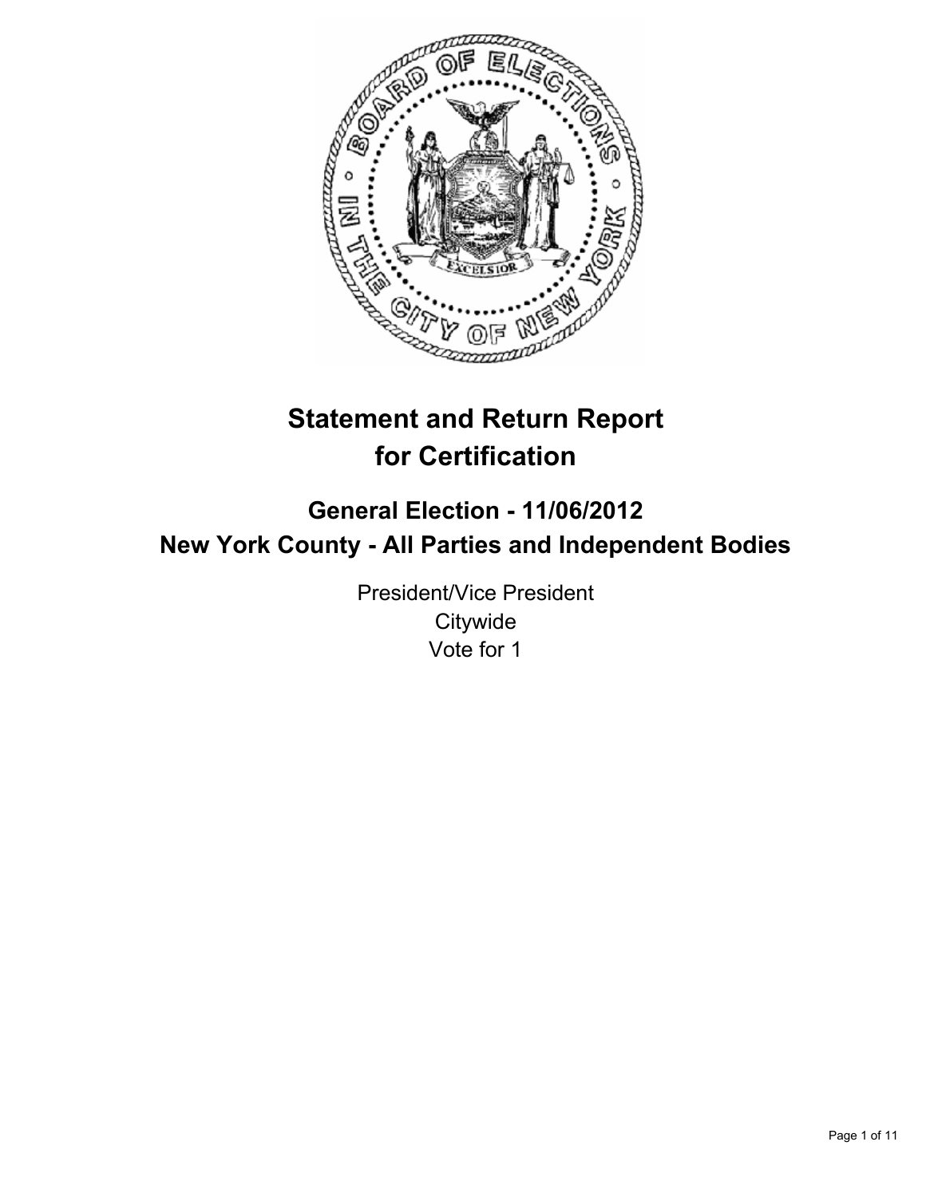# Statement and Return Report for Certification

## General Election - 11/06/2012

## New York County - All Parties and Independent Bodies

President/Vice President

Citywide

Vote for 1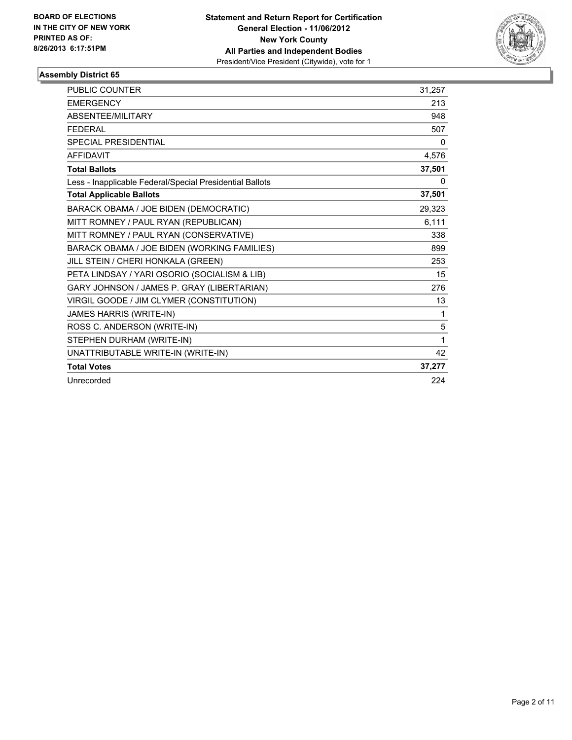**BOARD OF ELECTIONS IN THE CITY OF NEW YORK PRINTED AS OF: 8/26/2013 6:17:51PM**

**Statement and Return Report for Certification General Election - 11/06/2012 New York County All Parties and Independent Bodies**
President/Vice President (Citywide), vote for 1

### Assembly District 65

| | |
|---|---|
| PUBLIC COUNTER | 31,257 |
| EMERGENCY | 213 |
| ABSENTEE/MILITARY | 948 |
| FEDERAL | 507 |
| SPECIAL PRESIDENTIAL | 0 |
| AFFIDAVIT | 4,576 |
| **Total Ballots** | **37,501** |
| Less - Inapplicable Federal/Special Presidential Ballots | 0 |
| **Total Applicable Ballots** | **37,501** |
| BARACK OBAMA / JOE BIDEN (DEMOCRATIC) | 29,323 |
| MITT ROMNEY / PAUL RYAN (REPUBLICAN) | 6,111 |
| MITT ROMNEY / PAUL RYAN (CONSERVATIVE) | 338 |
| BARACK OBAMA / JOE BIDEN (WORKING FAMILIES) | 899 |
| JILL STEIN / CHERI HONKALA (GREEN) | 253 |
| PETA LINDSAY / YARI OSORIO (SOCIALISM & LIB) | 15 |
| GARY JOHNSON / JAMES P. GRAY (LIBERTARIAN) | 276 |
| VIRGIL GOODE / JIM CLYMER (CONSTITUTION) | 13 |
| JAMES HARRIS (WRITE-IN) | 1 |
| ROSS C. ANDERSON (WRITE-IN) | 5 |
| STEPHEN DURHAM (WRITE-IN) | 1 |
| UNATTRIBUTABLE WRITE-IN (WRITE-IN) | 42 |
| **Total Votes** | **37,277** |
| Unrecorded | 224 |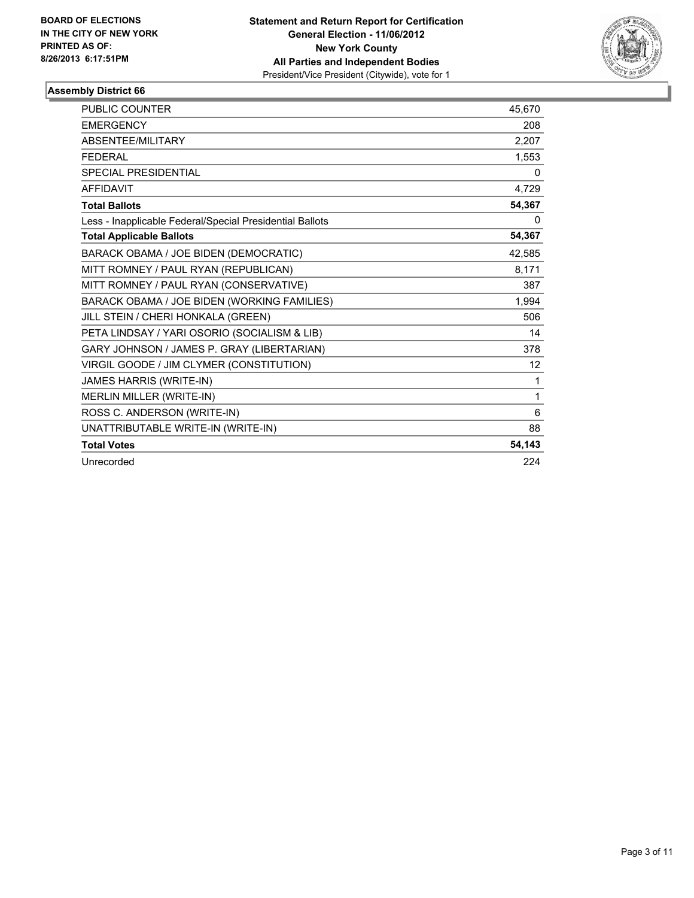**BOARD OF ELECTIONS IN THE CITY OF NEW YORK PRINTED AS OF: 8/26/2013 6:17:51PM**

**Statement and Return Report for Certification**
**General Election - 11/06/2012**
**New York County**
**All Parties and Independent Bodies**
President/Vice President (Citywide), vote for 1

## Assembly District 66

| | |
|---|---|
| PUBLIC COUNTER | 45,670 |
| EMERGENCY | 208 |
| ABSENTEE/MILITARY | 2,207 |
| FEDERAL | 1,553 |
| SPECIAL PRESIDENTIAL | 0 |
| AFFIDAVIT | 4,729 |
| **Total Ballots** | **54,367** |
| Less - Inapplicable Federal/Special Presidential Ballots | 0 |
| **Total Applicable Ballots** | **54,367** |
| BARACK OBAMA / JOE BIDEN (DEMOCRATIC) | 42,585 |
| MITT ROMNEY / PAUL RYAN (REPUBLICAN) | 8,171 |
| MITT ROMNEY / PAUL RYAN (CONSERVATIVE) | 387 |
| BARACK OBAMA / JOE BIDEN (WORKING FAMILIES) | 1,994 |
| JILL STEIN / CHERI HONKALA (GREEN) | 506 |
| PETA LINDSAY / YARI OSORIO (SOCIALISM & LIB) | 14 |
| GARY JOHNSON / JAMES P. GRAY (LIBERTARIAN) | 378 |
| VIRGIL GOODE / JIM CLYMER (CONSTITUTION) | 12 |
| JAMES HARRIS (WRITE-IN) | 1 |
| MERLIN MILLER (WRITE-IN) | 1 |
| ROSS C. ANDERSON (WRITE-IN) | 6 |
| UNATTRIBUTABLE WRITE-IN (WRITE-IN) | 88 |
| **Total Votes** | **54,143** |
| Unrecorded | 224 |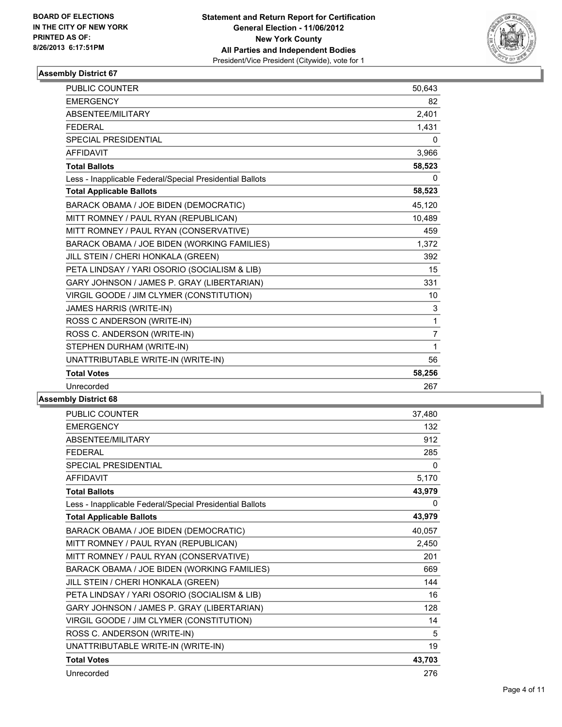BOARD OF ELECTIONS
IN THE CITY OF NEW YORK
PRINTED AS OF:
8/26/2013 6:17:51PM

**Statement and Return Report for Certification**
**General Election - 11/06/2012**
**New York County**
**All Parties and Independent Bodies**
President/Vice President (Citywide), vote for 1

### Assembly District 67

| | |
|---|---|
| PUBLIC COUNTER | 50,643 |
| EMERGENCY | 82 |
| ABSENTEE/MILITARY | 2,401 |
| FEDERAL | 1,431 |
| SPECIAL PRESIDENTIAL | 0 |
| AFFIDAVIT | 3,966 |
| **Total Ballots** | **58,523** |
| Less - Inapplicable Federal/Special Presidential Ballots | 0 |
| **Total Applicable Ballots** | **58,523** |
| BARACK OBAMA / JOE BIDEN (DEMOCRATIC) | 45,120 |
| MITT ROMNEY / PAUL RYAN (REPUBLICAN) | 10,489 |
| MITT ROMNEY / PAUL RYAN (CONSERVATIVE) | 459 |
| BARACK OBAMA / JOE BIDEN (WORKING FAMILIES) | 1,372 |
| JILL STEIN / CHERI HONKALA (GREEN) | 392 |
| PETA LINDSAY / YARI OSORIO (SOCIALISM & LIB) | 15 |
| GARY JOHNSON / JAMES P. GRAY (LIBERTARIAN) | 331 |
| VIRGIL GOODE / JIM CLYMER (CONSTITUTION) | 10 |
| JAMES HARRIS (WRITE-IN) | 3 |
| ROSS C ANDERSON (WRITE-IN) | 1 |
| ROSS C. ANDERSON (WRITE-IN) | 7 |
| STEPHEN DURHAM (WRITE-IN) | 1 |
| UNATTRIBUTABLE WRITE-IN (WRITE-IN) | 56 |
| **Total Votes** | **58,256** |
| Unrecorded | 267 |

### Assembly District 68

| | |
|---|---|
| PUBLIC COUNTER | 37,480 |
| EMERGENCY | 132 |
| ABSENTEE/MILITARY | 912 |
| FEDERAL | 285 |
| SPECIAL PRESIDENTIAL | 0 |
| AFFIDAVIT | 5,170 |
| **Total Ballots** | **43,979** |
| Less - Inapplicable Federal/Special Presidential Ballots | 0 |
| **Total Applicable Ballots** | **43,979** |
| BARACK OBAMA / JOE BIDEN (DEMOCRATIC) | 40,057 |
| MITT ROMNEY / PAUL RYAN (REPUBLICAN) | 2,450 |
| MITT ROMNEY / PAUL RYAN (CONSERVATIVE) | 201 |
| BARACK OBAMA / JOE BIDEN (WORKING FAMILIES) | 669 |
| JILL STEIN / CHERI HONKALA (GREEN) | 144 |
| PETA LINDSAY / YARI OSORIO (SOCIALISM & LIB) | 16 |
| GARY JOHNSON / JAMES P. GRAY (LIBERTARIAN) | 128 |
| VIRGIL GOODE / JIM CLYMER (CONSTITUTION) | 14 |
| ROSS C. ANDERSON (WRITE-IN) | 5 |
| UNATTRIBUTABLE WRITE-IN (WRITE-IN) | 19 |
| **Total Votes** | **43,703** |
| Unrecorded | 276 |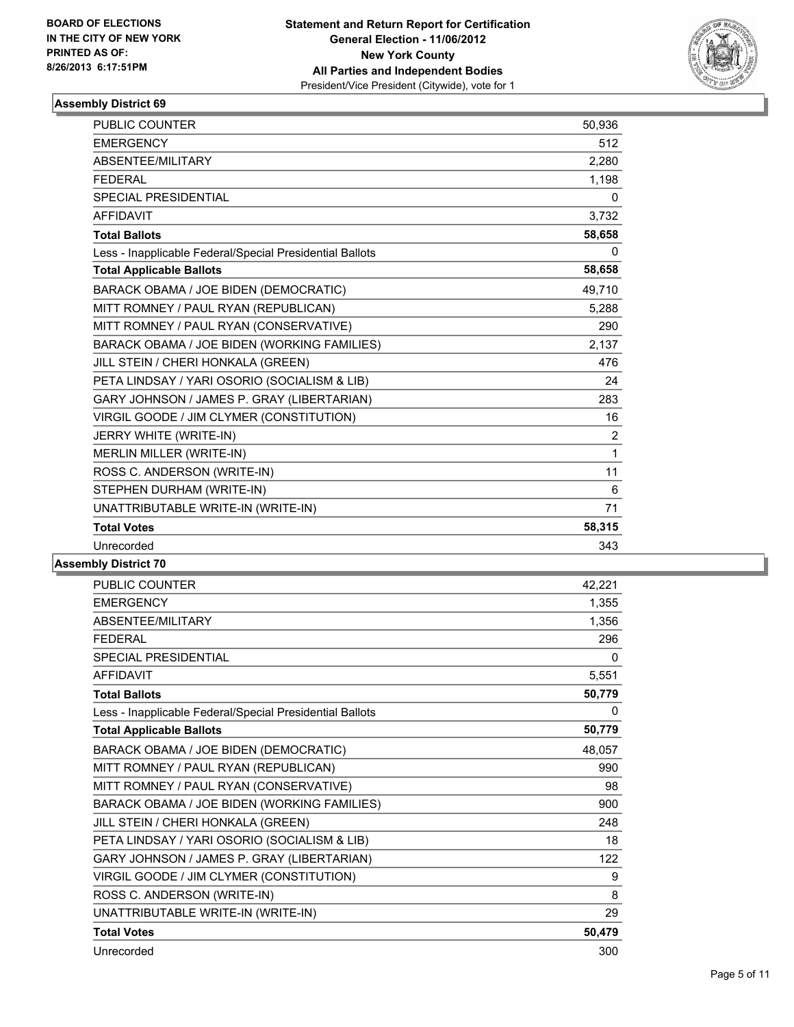BOARD OF ELECTIONS
IN THE CITY OF NEW YORK
PRINTED AS OF:
8/26/2013 6:17:51PM

**Statement and Return Report for Certification**
**General Election - 11/06/2012**
**New York County**
**All Parties and Independent Bodies**
President/Vice President (Citywide), vote for 1

### Assembly District 69

| | |
|---|---|
| PUBLIC COUNTER | 50,936 |
| EMERGENCY | 512 |
| ABSENTEE/MILITARY | 2,280 |
| FEDERAL | 1,198 |
| SPECIAL PRESIDENTIAL | 0 |
| AFFIDAVIT | 3,732 |
| **Total Ballots** | **58,658** |
| Less - Inapplicable Federal/Special Presidential Ballots | 0 |
| **Total Applicable Ballots** | **58,658** |
| BARACK OBAMA / JOE BIDEN (DEMOCRATIC) | 49,710 |
| MITT ROMNEY / PAUL RYAN (REPUBLICAN) | 5,288 |
| MITT ROMNEY / PAUL RYAN (CONSERVATIVE) | 290 |
| BARACK OBAMA / JOE BIDEN (WORKING FAMILIES) | 2,137 |
| JILL STEIN / CHERI HONKALA (GREEN) | 476 |
| PETA LINDSAY / YARI OSORIO (SOCIALISM & LIB) | 24 |
| GARY JOHNSON / JAMES P. GRAY (LIBERTARIAN) | 283 |
| VIRGIL GOODE / JIM CLYMER (CONSTITUTION) | 16 |
| JERRY WHITE (WRITE-IN) | 2 |
| MERLIN MILLER (WRITE-IN) | 1 |
| ROSS C. ANDERSON (WRITE-IN) | 11 |
| STEPHEN DURHAM (WRITE-IN) | 6 |
| UNATTRIBUTABLE WRITE-IN (WRITE-IN) | 71 |
| **Total Votes** | **58,315** |
| Unrecorded | 343 |

### Assembly District 70

| | |
|---|---|
| PUBLIC COUNTER | 42,221 |
| EMERGENCY | 1,355 |
| ABSENTEE/MILITARY | 1,356 |
| FEDERAL | 296 |
| SPECIAL PRESIDENTIAL | 0 |
| AFFIDAVIT | 5,551 |
| **Total Ballots** | **50,779** |
| Less - Inapplicable Federal/Special Presidential Ballots | 0 |
| **Total Applicable Ballots** | **50,779** |
| BARACK OBAMA / JOE BIDEN (DEMOCRATIC) | 48,057 |
| MITT ROMNEY / PAUL RYAN (REPUBLICAN) | 990 |
| MITT ROMNEY / PAUL RYAN (CONSERVATIVE) | 98 |
| BARACK OBAMA / JOE BIDEN (WORKING FAMILIES) | 900 |
| JILL STEIN / CHERI HONKALA (GREEN) | 248 |
| PETA LINDSAY / YARI OSORIO (SOCIALISM & LIB) | 18 |
| GARY JOHNSON / JAMES P. GRAY (LIBERTARIAN) | 122 |
| VIRGIL GOODE / JIM CLYMER (CONSTITUTION) | 9 |
| ROSS C. ANDERSON (WRITE-IN) | 8 |
| UNATTRIBUTABLE WRITE-IN (WRITE-IN) | 29 |
| **Total Votes** | **50,479** |
| Unrecorded | 300 |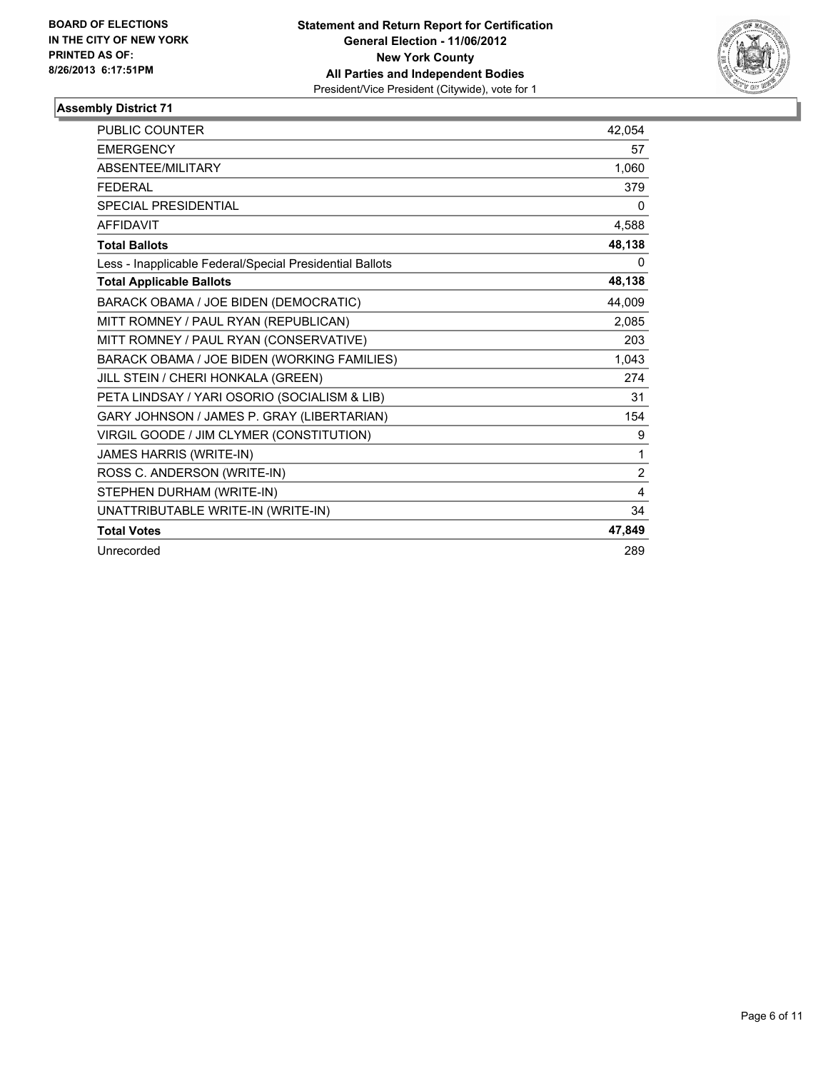**BOARD OF ELECTIONS IN THE CITY OF NEW YORK**
**PRINTED AS OF: 8/26/2013 6:17:51PM**

**Statement and Return Report for Certification**
**General Election - 11/06/2012**
**New York County**
**All Parties and Independent Bodies**
President/Vice President (Citywide), vote for 1

## Assembly District 71

| | |
|---|---|
| PUBLIC COUNTER | 42,054 |
| EMERGENCY | 57 |
| ABSENTEE/MILITARY | 1,060 |
| FEDERAL | 379 |
| SPECIAL PRESIDENTIAL | 0 |
| AFFIDAVIT | 4,588 |
| **Total Ballots** | **48,138** |
| Less - Inapplicable Federal/Special Presidential Ballots | 0 |
| **Total Applicable Ballots** | **48,138** |
| BARACK OBAMA / JOE BIDEN (DEMOCRATIC) | 44,009 |
| MITT ROMNEY / PAUL RYAN (REPUBLICAN) | 2,085 |
| MITT ROMNEY / PAUL RYAN (CONSERVATIVE) | 203 |
| BARACK OBAMA / JOE BIDEN (WORKING FAMILIES) | 1,043 |
| JILL STEIN / CHERI HONKALA (GREEN) | 274 |
| PETA LINDSAY / YARI OSORIO (SOCIALISM & LIB) | 31 |
| GARY JOHNSON / JAMES P. GRAY (LIBERTARIAN) | 154 |
| VIRGIL GOODE / JIM CLYMER (CONSTITUTION) | 9 |
| JAMES HARRIS (WRITE-IN) | 1 |
| ROSS C. ANDERSON (WRITE-IN) | 2 |
| STEPHEN DURHAM (WRITE-IN) | 4 |
| UNATTRIBUTABLE WRITE-IN (WRITE-IN) | 34 |
| **Total Votes** | **47,849** |
| Unrecorded | 289 |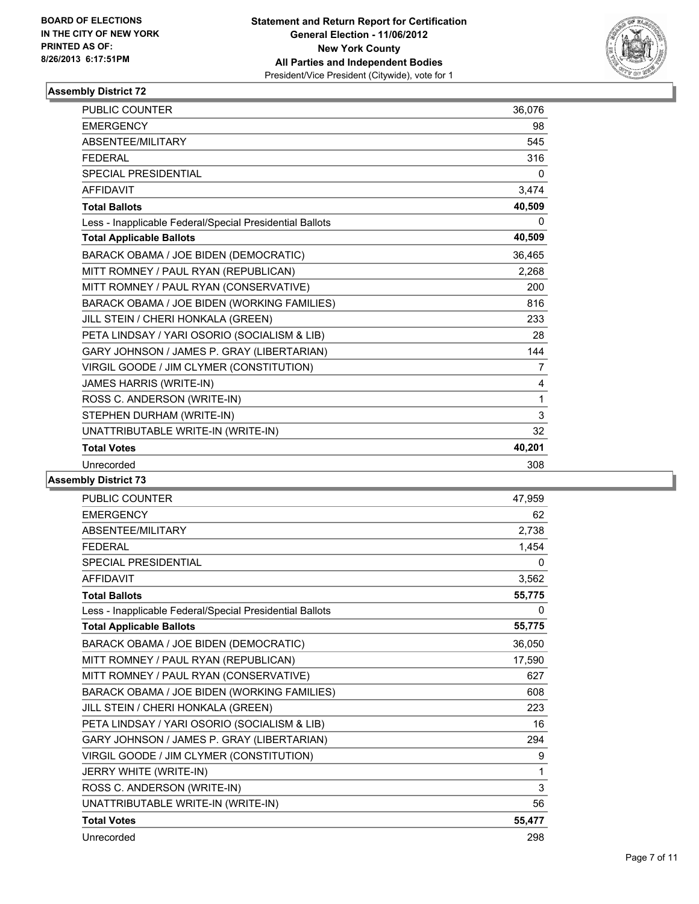BOARD OF ELECTIONS
IN THE CITY OF NEW YORK
PRINTED AS OF:
8/26/2013 6:17:51PM

**Statement and Return Report for Certification**
**General Election - 11/06/2012**
**New York County**
**All Parties and Independent Bodies**
President/Vice President (Citywide), vote for 1

### Assembly District 72

| | |
|---|---|
| PUBLIC COUNTER | 36,076 |
| EMERGENCY | 98 |
| ABSENTEE/MILITARY | 545 |
| FEDERAL | 316 |
| SPECIAL PRESIDENTIAL | 0 |
| AFFIDAVIT | 3,474 |
| **Total Ballots** | **40,509** |
| Less - Inapplicable Federal/Special Presidential Ballots | 0 |
| **Total Applicable Ballots** | **40,509** |
| BARACK OBAMA / JOE BIDEN (DEMOCRATIC) | 36,465 |
| MITT ROMNEY / PAUL RYAN (REPUBLICAN) | 2,268 |
| MITT ROMNEY / PAUL RYAN (CONSERVATIVE) | 200 |
| BARACK OBAMA / JOE BIDEN (WORKING FAMILIES) | 816 |
| JILL STEIN / CHERI HONKALA (GREEN) | 233 |
| PETA LINDSAY / YARI OSORIO (SOCIALISM & LIB) | 28 |
| GARY JOHNSON / JAMES P. GRAY (LIBERTARIAN) | 144 |
| VIRGIL GOODE / JIM CLYMER (CONSTITUTION) | 7 |
| JAMES HARRIS (WRITE-IN) | 4 |
| ROSS C. ANDERSON (WRITE-IN) | 1 |
| STEPHEN DURHAM (WRITE-IN) | 3 |
| UNATTRIBUTABLE WRITE-IN (WRITE-IN) | 32 |
| **Total Votes** | **40,201** |
| Unrecorded | 308 |

### Assembly District 73

| | |
|---|---|
| PUBLIC COUNTER | 47,959 |
| EMERGENCY | 62 |
| ABSENTEE/MILITARY | 2,738 |
| FEDERAL | 1,454 |
| SPECIAL PRESIDENTIAL | 0 |
| AFFIDAVIT | 3,562 |
| **Total Ballots** | **55,775** |
| Less - Inapplicable Federal/Special Presidential Ballots | 0 |
| **Total Applicable Ballots** | **55,775** |
| BARACK OBAMA / JOE BIDEN (DEMOCRATIC) | 36,050 |
| MITT ROMNEY / PAUL RYAN (REPUBLICAN) | 17,590 |
| MITT ROMNEY / PAUL RYAN (CONSERVATIVE) | 627 |
| BARACK OBAMA / JOE BIDEN (WORKING FAMILIES) | 608 |
| JILL STEIN / CHERI HONKALA (GREEN) | 223 |
| PETA LINDSAY / YARI OSORIO (SOCIALISM & LIB) | 16 |
| GARY JOHNSON / JAMES P. GRAY (LIBERTARIAN) | 294 |
| VIRGIL GOODE / JIM CLYMER (CONSTITUTION) | 9 |
| JERRY WHITE (WRITE-IN) | 1 |
| ROSS C. ANDERSON (WRITE-IN) | 3 |
| UNATTRIBUTABLE WRITE-IN (WRITE-IN) | 56 |
| **Total Votes** | **55,477** |
| Unrecorded | 298 |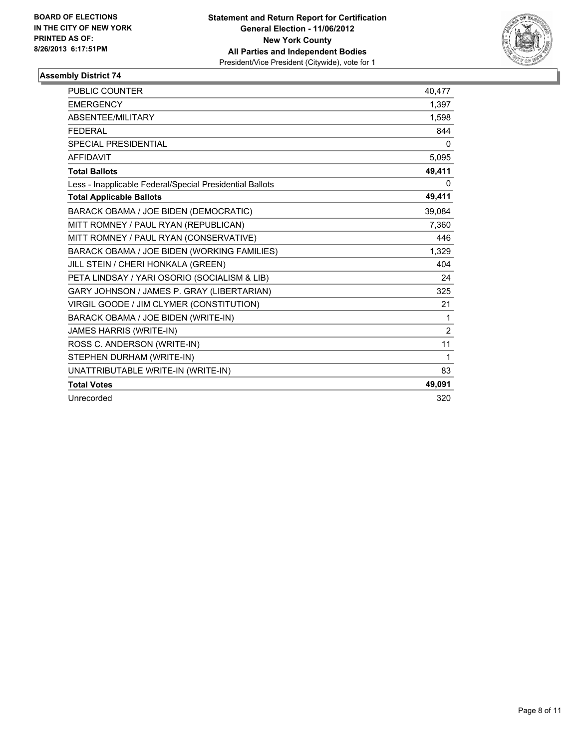**BOARD OF ELECTIONS IN THE CITY OF NEW YORK PRINTED AS OF: 8/26/2013 6:17:51PM**

**Statement and Return Report for Certification General Election - 11/06/2012 New York County All Parties and Independent Bodies**
President/Vice President (Citywide), vote for 1

### Assembly District 74

| | |
|---|---|
| PUBLIC COUNTER | 40,477 |
| EMERGENCY | 1,397 |
| ABSENTEE/MILITARY | 1,598 |
| FEDERAL | 844 |
| SPECIAL PRESIDENTIAL | 0 |
| AFFIDAVIT | 5,095 |
| **Total Ballots** | **49,411** |
| Less - Inapplicable Federal/Special Presidential Ballots | 0 |
| **Total Applicable Ballots** | **49,411** |
| BARACK OBAMA / JOE BIDEN (DEMOCRATIC) | 39,084 |
| MITT ROMNEY / PAUL RYAN (REPUBLICAN) | 7,360 |
| MITT ROMNEY / PAUL RYAN (CONSERVATIVE) | 446 |
| BARACK OBAMA / JOE BIDEN (WORKING FAMILIES) | 1,329 |
| JILL STEIN / CHERI HONKALA (GREEN) | 404 |
| PETA LINDSAY / YARI OSORIO (SOCIALISM & LIB) | 24 |
| GARY JOHNSON / JAMES P. GRAY (LIBERTARIAN) | 325 |
| VIRGIL GOODE / JIM CLYMER (CONSTITUTION) | 21 |
| BARACK OBAMA / JOE BIDEN (WRITE-IN) | 1 |
| JAMES HARRIS (WRITE-IN) | 2 |
| ROSS C. ANDERSON (WRITE-IN) | 11 |
| STEPHEN DURHAM (WRITE-IN) | 1 |
| UNATTRIBUTABLE WRITE-IN (WRITE-IN) | 83 |
| **Total Votes** | **49,091** |
| Unrecorded | 320 |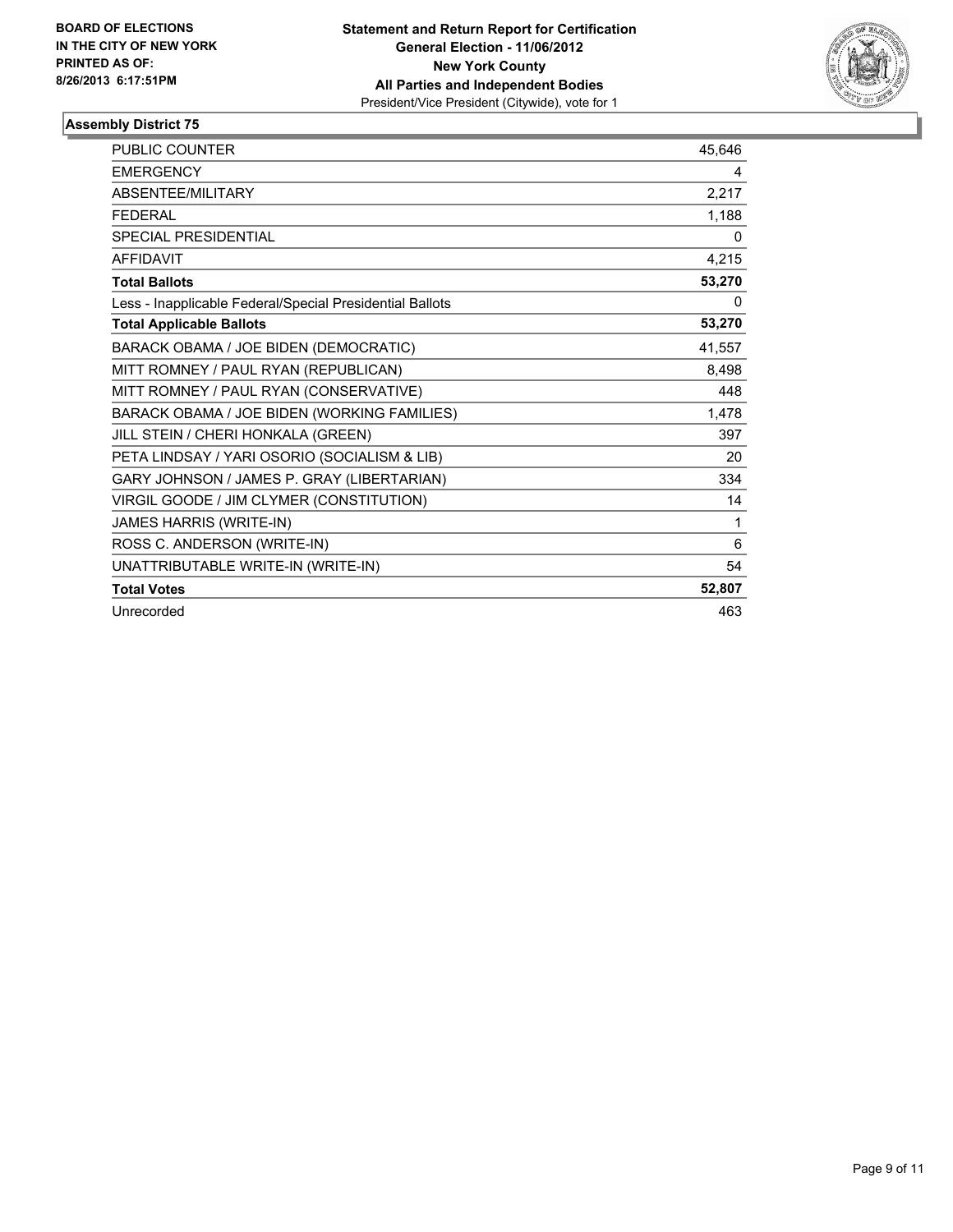BOARD OF ELECTIONS
IN THE CITY OF NEW YORK
PRINTED AS OF:
8/26/2013 6:17:51PM

**Statement and Return Report for Certification**
**General Election - 11/06/2012**
**New York County**
**All Parties and Independent Bodies**
President/Vice President (Citywide), vote for 1

### Assembly District 75

| | |
|---|---|
| PUBLIC COUNTER | 45,646 |
| EMERGENCY | 4 |
| ABSENTEE/MILITARY | 2,217 |
| FEDERAL | 1,188 |
| SPECIAL PRESIDENTIAL | 0 |
| AFFIDAVIT | 4,215 |
| **Total Ballots** | **53,270** |
| Less - Inapplicable Federal/Special Presidential Ballots | 0 |
| **Total Applicable Ballots** | **53,270** |
| BARACK OBAMA / JOE BIDEN (DEMOCRATIC) | 41,557 |
| MITT ROMNEY / PAUL RYAN (REPUBLICAN) | 8,498 |
| MITT ROMNEY / PAUL RYAN (CONSERVATIVE) | 448 |
| BARACK OBAMA / JOE BIDEN (WORKING FAMILIES) | 1,478 |
| JILL STEIN / CHERI HONKALA (GREEN) | 397 |
| PETA LINDSAY / YARI OSORIO (SOCIALISM & LIB) | 20 |
| GARY JOHNSON / JAMES P. GRAY (LIBERTARIAN) | 334 |
| VIRGIL GOODE / JIM CLYMER (CONSTITUTION) | 14 |
| JAMES HARRIS (WRITE-IN) | 1 |
| ROSS C. ANDERSON (WRITE-IN) | 6 |
| UNATTRIBUTABLE WRITE-IN (WRITE-IN) | 54 |
| **Total Votes** | **52,807** |
| Unrecorded | 463 |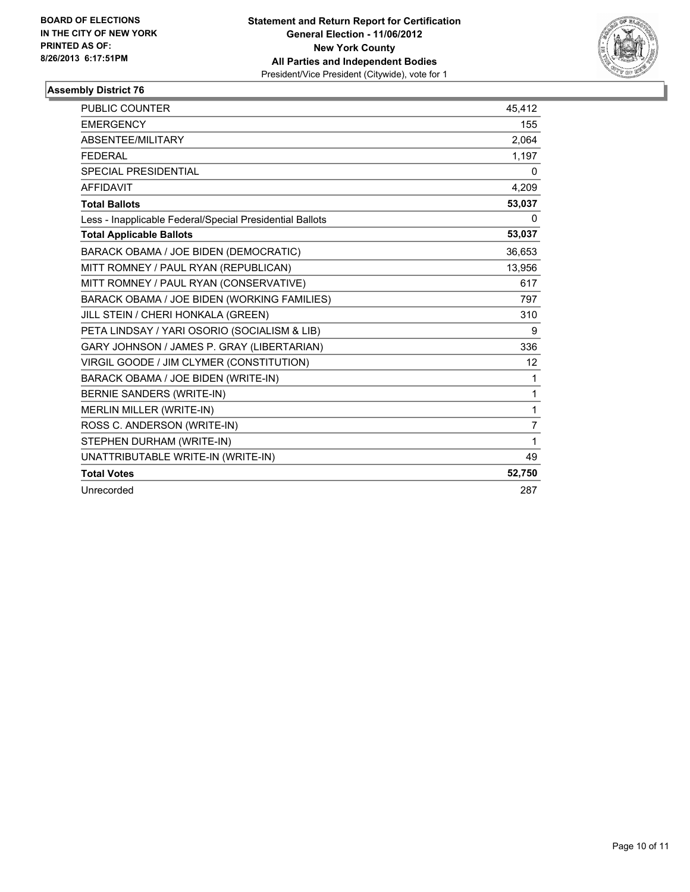**BOARD OF ELECTIONS IN THE CITY OF NEW YORK PRINTED AS OF: 8/26/2013 6:17:51PM**

**Statement and Return Report for Certification General Election - 11/06/2012 New York County All Parties and Independent Bodies**
President/Vice President (Citywide), vote for 1

## Assembly District 76

| | |
|---|---|
| PUBLIC COUNTER | 45,412 |
| EMERGENCY | 155 |
| ABSENTEE/MILITARY | 2,064 |
| FEDERAL | 1,197 |
| SPECIAL PRESIDENTIAL | 0 |
| AFFIDAVIT | 4,209 |
| **Total Ballots** | **53,037** |
| Less - Inapplicable Federal/Special Presidential Ballots | 0 |
| **Total Applicable Ballots** | **53,037** |
| BARACK OBAMA / JOE BIDEN (DEMOCRATIC) | 36,653 |
| MITT ROMNEY / PAUL RYAN (REPUBLICAN) | 13,956 |
| MITT ROMNEY / PAUL RYAN (CONSERVATIVE) | 617 |
| BARACK OBAMA / JOE BIDEN (WORKING FAMILIES) | 797 |
| JILL STEIN / CHERI HONKALA (GREEN) | 310 |
| PETA LINDSAY / YARI OSORIO (SOCIALISM & LIB) | 9 |
| GARY JOHNSON / JAMES P. GRAY (LIBERTARIAN) | 336 |
| VIRGIL GOODE / JIM CLYMER (CONSTITUTION) | 12 |
| BARACK OBAMA / JOE BIDEN (WRITE-IN) | 1 |
| BERNIE SANDERS (WRITE-IN) | 1 |
| MERLIN MILLER (WRITE-IN) | 1 |
| ROSS C. ANDERSON (WRITE-IN) | 7 |
| STEPHEN DURHAM (WRITE-IN) | 1 |
| UNATTRIBUTABLE WRITE-IN (WRITE-IN) | 49 |
| **Total Votes** | **52,750** |
| Unrecorded | 287 |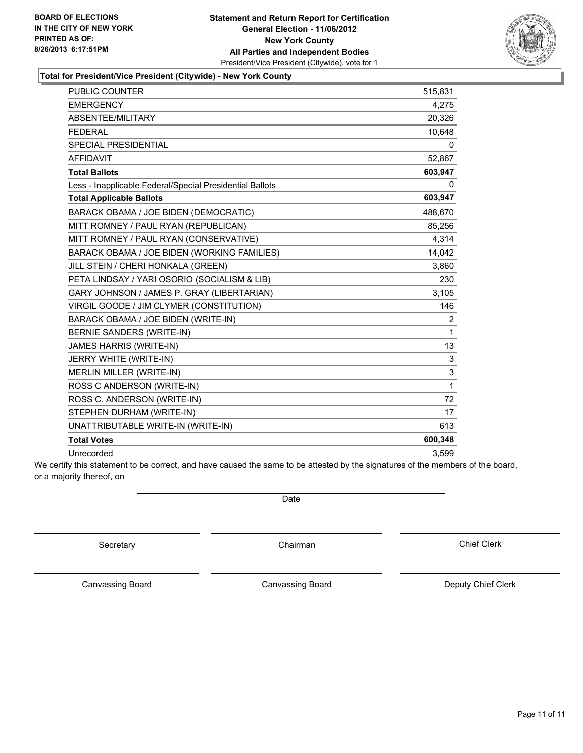**BOARD OF ELECTIONS IN THE CITY OF NEW YORK**
**PRINTED AS OF: 8/26/2013 6:17:51PM**

**Statement and Return Report for Certification**
**General Election - 11/06/2012**
**New York County**
**All Parties and Independent Bodies**
President/Vice President (Citywide), vote for 1

### Total for President/Vice President (Citywide) - New York County

| | |
|---|---|
| PUBLIC COUNTER | 515,831 |
| EMERGENCY | 4,275 |
| ABSENTEE/MILITARY | 20,326 |
| FEDERAL | 10,648 |
| SPECIAL PRESIDENTIAL | 0 |
| AFFIDAVIT | 52,867 |
| **Total Ballots** | **603,947** |
| Less - Inapplicable Federal/Special Presidential Ballots | 0 |
| **Total Applicable Ballots** | **603,947** |
| BARACK OBAMA / JOE BIDEN (DEMOCRATIC) | 488,670 |
| MITT ROMNEY / PAUL RYAN (REPUBLICAN) | 85,256 |
| MITT ROMNEY / PAUL RYAN (CONSERVATIVE) | 4,314 |
| BARACK OBAMA / JOE BIDEN (WORKING FAMILIES) | 14,042 |
| JILL STEIN / CHERI HONKALA (GREEN) | 3,860 |
| PETA LINDSAY / YARI OSORIO (SOCIALISM & LIB) | 230 |
| GARY JOHNSON / JAMES P. GRAY (LIBERTARIAN) | 3,105 |
| VIRGIL GOODE / JIM CLYMER (CONSTITUTION) | 146 |
| BARACK OBAMA / JOE BIDEN (WRITE-IN) | 2 |
| BERNIE SANDERS (WRITE-IN) | 1 |
| JAMES HARRIS (WRITE-IN) | 13 |
| JERRY WHITE (WRITE-IN) | 3 |
| MERLIN MILLER (WRITE-IN) | 3 |
| ROSS C ANDERSON (WRITE-IN) | 1 |
| ROSS C. ANDERSON (WRITE-IN) | 72 |
| STEPHEN DURHAM (WRITE-IN) | 17 |
| UNATTRIBUTABLE WRITE-IN (WRITE-IN) | 613 |
| **Total Votes** | **600,348** |
| Unrecorded | 3,599 |

We certify this statement to be correct, and have caused the same to be attested by the signatures of the members of the board, or a majority thereof, on

Date

Secretary Chairman Chief Clerk

Canvassing Board Canvassing Board Deputy Chief Clerk